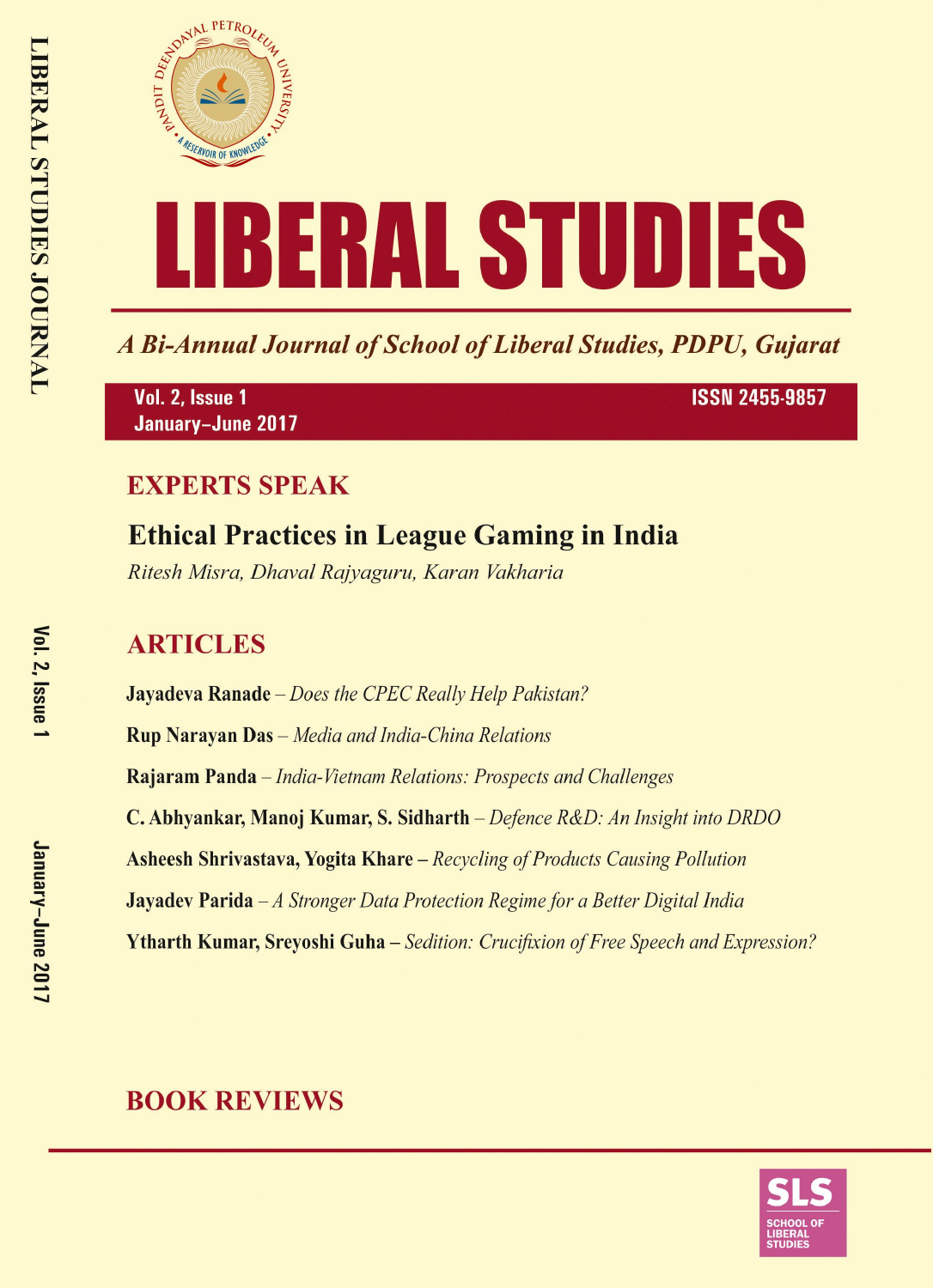# LIBERAL STUDIES

*A Bi-Annual Journal of School of Liberal Studies, PDPU, Gujarat*

Vol. 2, Issue 1
January–June 2017

ISSN 2455-9857

## EXPERTS SPEAK

### Ethical Practices in League Gaming in India

*Ritesh Misra, Dhaval Rajyaguru, Karan Vakharia*

## ARTICLES

**Jayadeva Ranade** – *Does the CPEC Really Help Pakistan?*

**Rup Narayan Das** – *Media and India-China Relations*

**Rajaram Panda** – *India-Vietnam Relations: Prospects and Challenges*

**C. Abhyankar, Manoj Kumar, S. Sidharth** – *Defence R&D: An Insight into DRDO*

**Asheesh Shrivastava, Yogita Khare** – *Recycling of Products Causing Pollution*

**Jayadev Parida** – *A Stronger Data Protection Regime for a Better Digital India*

**Ytharth Kumar, Sreyoshi Guha** – *Sedition: Crucifixion of Free Speech and Expression?*

## BOOK REVIEWS

SLS
SCHOOL OF LIBERAL STUDIES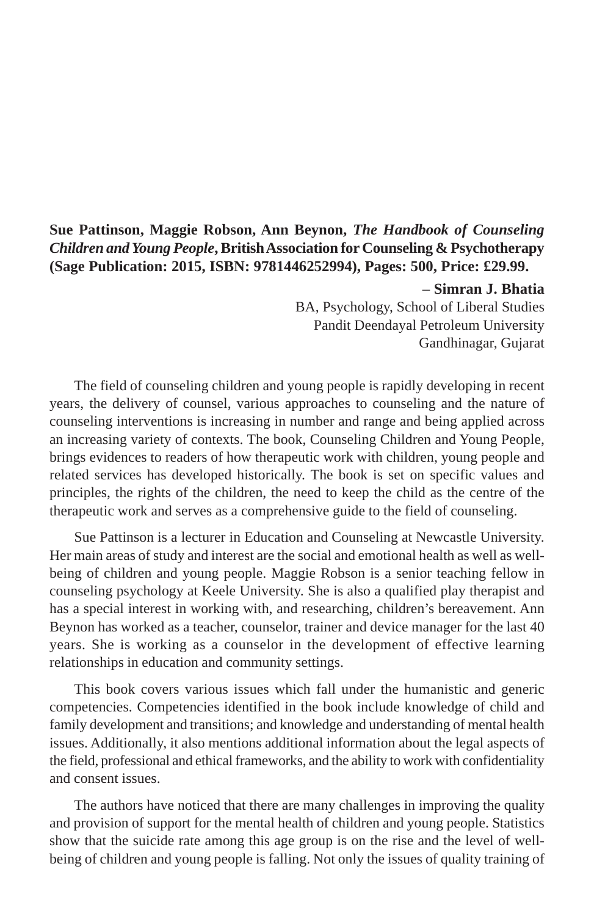**Sue Pattinson, Maggie Robson, Ann Beynon, *The Handbook of Counseling Children and Young People*, British Association for Counseling & Psychotherapy (Sage Publication: 2015, ISBN: 9781446252994), Pages: 500, Price: £29.99.**

– **Simran J. Bhatia**
BA, Psychology, School of Liberal Studies
Pandit Deendayal Petroleum University
Gandhinagar, Gujarat

The field of counseling children and young people is rapidly developing in recent years, the delivery of counsel, various approaches to counseling and the nature of counseling interventions is increasing in number and range and being applied across an increasing variety of contexts. The book, Counseling Children and Young People, brings evidences to readers of how therapeutic work with children, young people and related services has developed historically. The book is set on specific values and principles, the rights of the children, the need to keep the child as the centre of the therapeutic work and serves as a comprehensive guide to the field of counseling.

Sue Pattinson is a lecturer in Education and Counseling at Newcastle University. Her main areas of study and interest are the social and emotional health as well as well-being of children and young people. Maggie Robson is a senior teaching fellow in counseling psychology at Keele University. She is also a qualified play therapist and has a special interest in working with, and researching, children's bereavement. Ann Beynon has worked as a teacher, counselor, trainer and device manager for the last 40 years. She is working as a counselor in the development of effective learning relationships in education and community settings.

This book covers various issues which fall under the humanistic and generic competencies. Competencies identified in the book include knowledge of child and family development and transitions; and knowledge and understanding of mental health issues. Additionally, it also mentions additional information about the legal aspects of the field, professional and ethical frameworks, and the ability to work with confidentiality and consent issues.

The authors have noticed that there are many challenges in improving the quality and provision of support for the mental health of children and young people. Statistics show that the suicide rate among this age group is on the rise and the level of well-being of children and young people is falling. Not only the issues of quality training of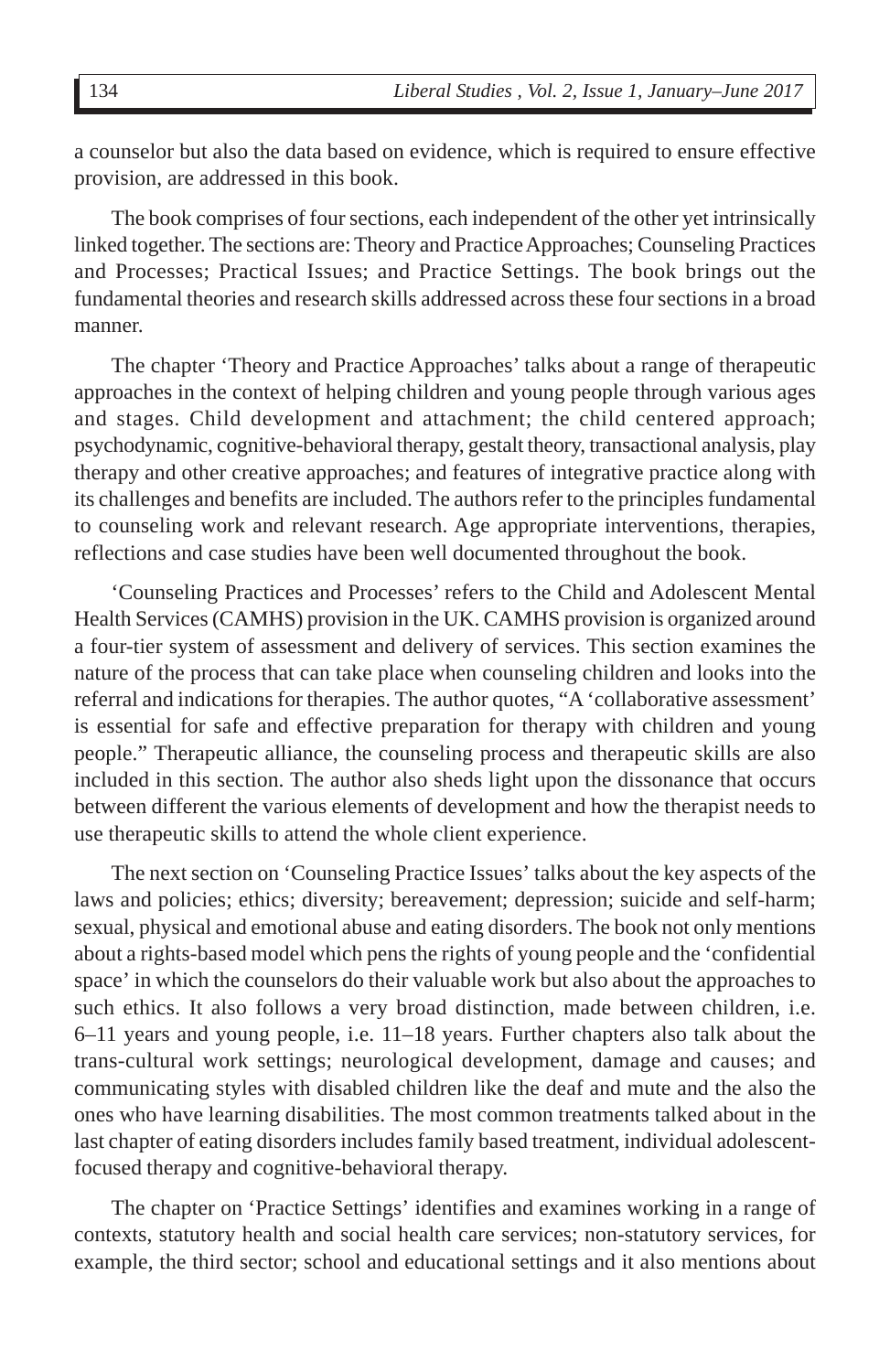a counselor but also the data based on evidence, which is required to ensure effective provision, are addressed in this book.

The book comprises of four sections, each independent of the other yet intrinsically linked together. The sections are: Theory and Practice Approaches; Counseling Practices and Processes; Practical Issues; and Practice Settings. The book brings out the fundamental theories and research skills addressed across these four sections in a broad manner.

The chapter 'Theory and Practice Approaches' talks about a range of therapeutic approaches in the context of helping children and young people through various ages and stages. Child development and attachment; the child centered approach; psychodynamic, cognitive-behavioral therapy, gestalt theory, transactional analysis, play therapy and other creative approaches; and features of integrative practice along with its challenges and benefits are included. The authors refer to the principles fundamental to counseling work and relevant research. Age appropriate interventions, therapies, reflections and case studies have been well documented throughout the book.

'Counseling Practices and Processes' refers to the Child and Adolescent Mental Health Services (CAMHS) provision in the UK. CAMHS provision is organized around a four-tier system of assessment and delivery of services. This section examines the nature of the process that can take place when counseling children and looks into the referral and indications for therapies. The author quotes, "A 'collaborative assessment' is essential for safe and effective preparation for therapy with children and young people." Therapeutic alliance, the counseling process and therapeutic skills are also included in this section. The author also sheds light upon the dissonance that occurs between different the various elements of development and how the therapist needs to use therapeutic skills to attend the whole client experience.

The next section on 'Counseling Practice Issues' talks about the key aspects of the laws and policies; ethics; diversity; bereavement; depression; suicide and self-harm; sexual, physical and emotional abuse and eating disorders. The book not only mentions about a rights-based model which pens the rights of young people and the 'confidential space' in which the counselors do their valuable work but also about the approaches to such ethics. It also follows a very broad distinction, made between children, i.e. 6–11 years and young people, i.e. 11–18 years. Further chapters also talk about the trans-cultural work settings; neurological development, damage and causes; and communicating styles with disabled children like the deaf and mute and the also the ones who have learning disabilities. The most common treatments talked about in the last chapter of eating disorders includes family based treatment, individual adolescent-focused therapy and cognitive-behavioral therapy.

The chapter on 'Practice Settings' identifies and examines working in a range of contexts, statutory health and social health care services; non-statutory services, for example, the third sector; school and educational settings and it also mentions about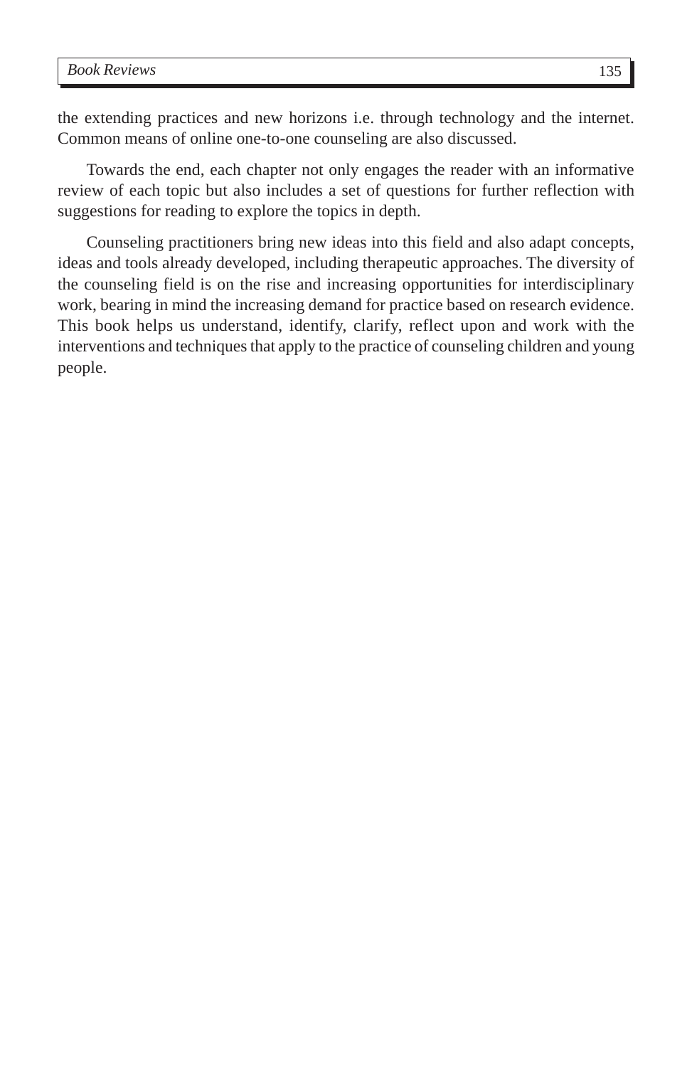the extending practices and new horizons i.e. through technology and the internet. Common means of online one-to-one counseling are also discussed.

Towards the end, each chapter not only engages the reader with an informative review of each topic but also includes a set of questions for further reflection with suggestions for reading to explore the topics in depth.

Counseling practitioners bring new ideas into this field and also adapt concepts, ideas and tools already developed, including therapeutic approaches. The diversity of the counseling field is on the rise and increasing opportunities for interdisciplinary work, bearing in mind the increasing demand for practice based on research evidence. This book helps us understand, identify, clarify, reflect upon and work with the interventions and techniques that apply to the practice of counseling children and young people.